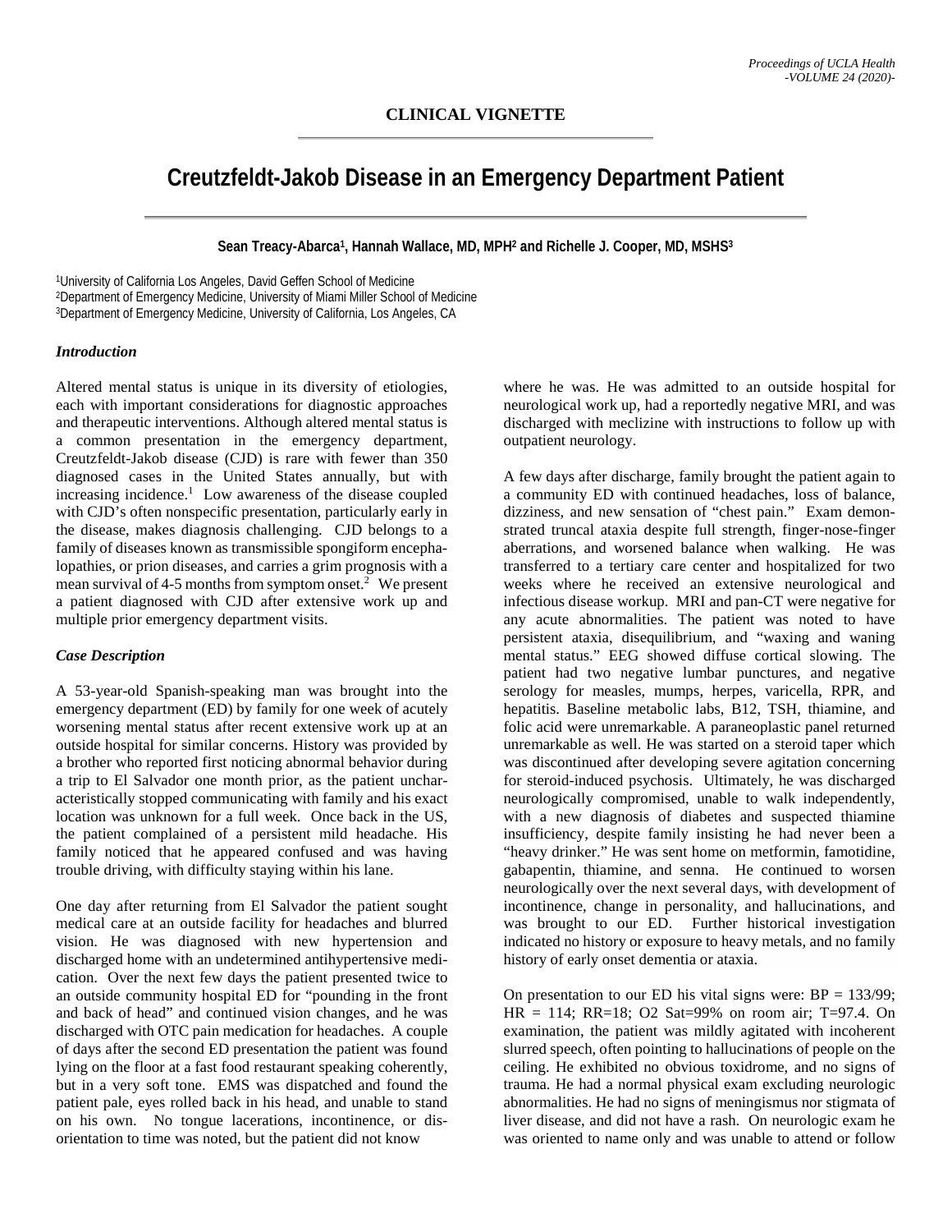**CLINICAL VIGNETTE**

# Creutzfeldt-Jakob Disease in an Emergency Department Patient

**Sean Treacy-Abarca[1], Hannah Wallace, MD, MPH[2] and Richelle J. Cooper, MD, MSHS[3]**

[1]University of California Los Angeles, David Geffen School of Medicine
[2]Department of Emergency Medicine, University of Miami Miller School of Medicine
[3]Department of Emergency Medicine, University of California, Los Angeles, CA

### *Introduction*

Altered mental status is unique in its diversity of etiologies, each with important considerations for diagnostic approaches and therapeutic interventions. Although altered mental status is a common presentation in the emergency department, Creutzfeldt-Jakob disease (CJD) is rare with fewer than 350 diagnosed cases in the United States annually, but with increasing incidence.[1] Low awareness of the disease coupled with CJD's often nonspecific presentation, particularly early in the disease, makes diagnosis challenging. CJD belongs to a family of diseases known as transmissible spongiform encephalopathies, or prion diseases, and carries a grim prognosis with a mean survival of 4-5 months from symptom onset.[2] We present a patient diagnosed with CJD after extensive work up and multiple prior emergency department visits.

### *Case Description*

A 53-year-old Spanish-speaking man was brought into the emergency department (ED) by family for one week of acutely worsening mental status after recent extensive work up at an outside hospital for similar concerns. History was provided by a brother who reported first noticing abnormal behavior during a trip to El Salvador one month prior, as the patient uncharacteristically stopped communicating with family and his exact location was unknown for a full week. Once back in the US, the patient complained of a persistent mild headache. His family noticed that he appeared confused and was having trouble driving, with difficulty staying within his lane.

One day after returning from El Salvador the patient sought medical care at an outside facility for headaches and blurred vision. He was diagnosed with new hypertension and discharged home with an undetermined antihypertensive medication. Over the next few days the patient presented twice to an outside community hospital ED for "pounding in the front and back of head" and continued vision changes, and he was discharged with OTC pain medication for headaches. A couple of days after the second ED presentation the patient was found lying on the floor at a fast food restaurant speaking coherently, but in a very soft tone. EMS was dispatched and found the patient pale, eyes rolled back in his head, and unable to stand on his own. No tongue lacerations, incontinence, or disorientation to time was noted, but the patient did not know where he was. He was admitted to an outside hospital for neurological work up, had a reportedly negative MRI, and was discharged with meclizine with instructions to follow up with outpatient neurology.

A few days after discharge, family brought the patient again to a community ED with continued headaches, loss of balance, dizziness, and new sensation of "chest pain." Exam demonstrated truncal ataxia despite full strength, finger-nose-finger aberrations, and worsened balance when walking. He was transferred to a tertiary care center and hospitalized for two weeks where he received an extensive neurological and infectious disease workup. MRI and pan-CT were negative for any acute abnormalities. The patient was noted to have persistent ataxia, disequilibrium, and "waxing and waning mental status." EEG showed diffuse cortical slowing. The patient had two negative lumbar punctures, and negative serology for measles, mumps, herpes, varicella, RPR, and hepatitis. Baseline metabolic labs, B12, TSH, thiamine, and folic acid were unremarkable. A paraneoplastic panel returned unremarkable as well. He was started on a steroid taper which was discontinued after developing severe agitation concerning for steroid-induced psychosis. Ultimately, he was discharged neurologically compromised, unable to walk independently, with a new diagnosis of diabetes and suspected thiamine insufficiency, despite family insisting he had never been a "heavy drinker." He was sent home on metformin, famotidine, gabapentin, thiamine, and senna. He continued to worsen neurologically over the next several days, with development of incontinence, change in personality, and hallucinations, and was brought to our ED. Further historical investigation indicated no history or exposure to heavy metals, and no family history of early onset dementia or ataxia.

On presentation to our ED his vital signs were: BP = 133/99; HR = 114; RR=18; O2 Sat=99% on room air; T=97.4. On examination, the patient was mildly agitated with incoherent slurred speech, often pointing to hallucinations of people on the ceiling. He exhibited no obvious toxidrome, and no signs of trauma. He had a normal physical exam excluding neurologic abnormalities. He had no signs of meningismus nor stigmata of liver disease, and did not have a rash. On neurologic exam he was oriented to name only and was unable to attend or follow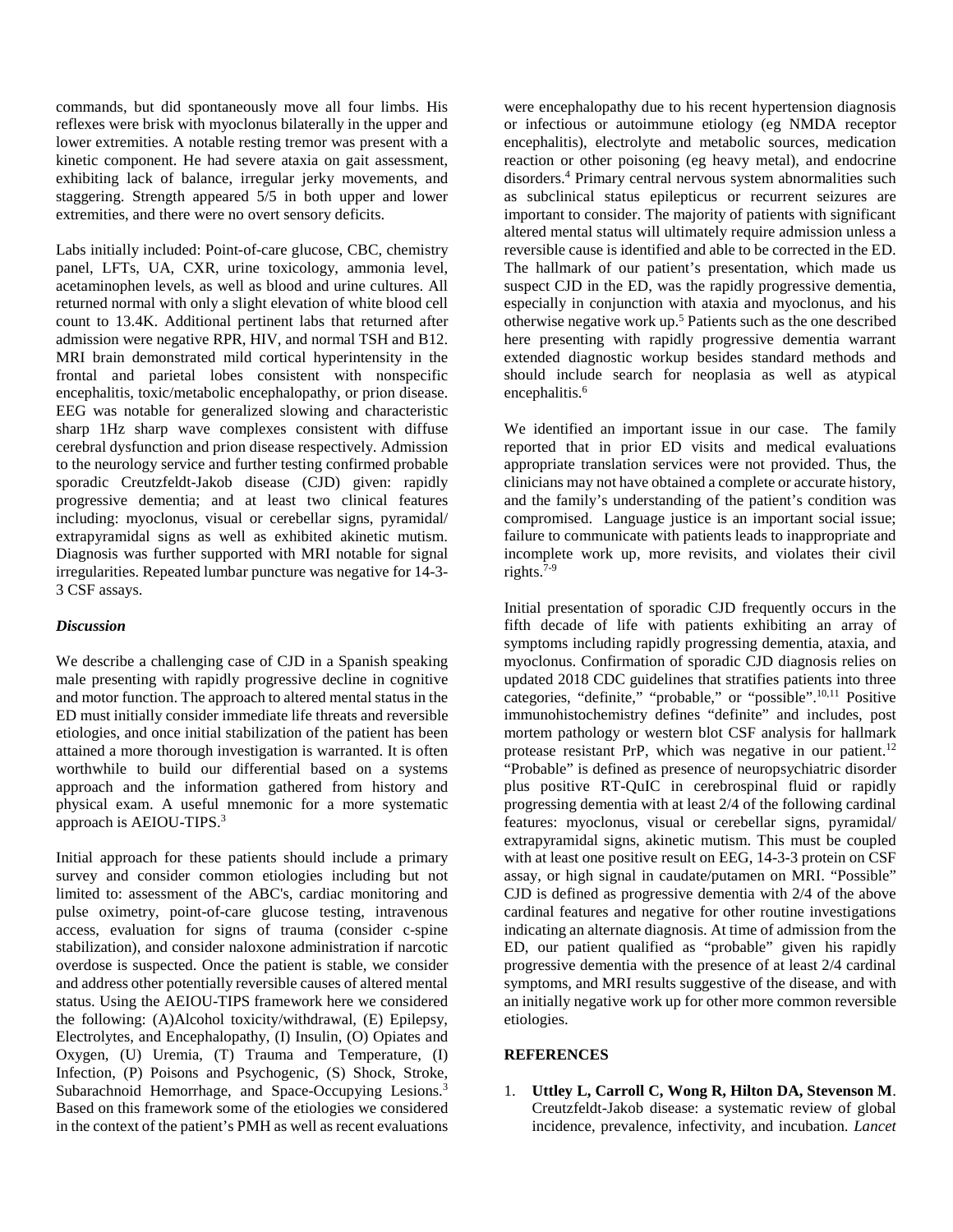commands, but did spontaneously move all four limbs. His reflexes were brisk with myoclonus bilaterally in the upper and lower extremities. A notable resting tremor was present with a kinetic component. He had severe ataxia on gait assessment, exhibiting lack of balance, irregular jerky movements, and staggering. Strength appeared 5/5 in both upper and lower extremities, and there were no overt sensory deficits.

Labs initially included: Point-of-care glucose, CBC, chemistry panel, LFTs, UA, CXR, urine toxicology, ammonia level, acetaminophen levels, as well as blood and urine cultures. All returned normal with only a slight elevation of white blood cell count to 13.4K. Additional pertinent labs that returned after admission were negative RPR, HIV, and normal TSH and B12. MRI brain demonstrated mild cortical hyperintensity in the frontal and parietal lobes consistent with nonspecific encephalitis, toxic/metabolic encephalopathy, or prion disease. EEG was notable for generalized slowing and characteristic sharp 1Hz sharp wave complexes consistent with diffuse cerebral dysfunction and prion disease respectively. Admission to the neurology service and further testing confirmed probable sporadic Creutzfeldt-Jakob disease (CJD) given: rapidly progressive dementia; and at least two clinical features including: myoclonus, visual or cerebellar signs, pyramidal/ extrapyramidal signs as well as exhibited akinetic mutism. Diagnosis was further supported with MRI notable for signal irregularities. Repeated lumbar puncture was negative for 14-3-3 CSF assays.

### *Discussion*

We describe a challenging case of CJD in a Spanish speaking male presenting with rapidly progressive decline in cognitive and motor function. The approach to altered mental status in the ED must initially consider immediate life threats and reversible etiologies, and once initial stabilization of the patient has been attained a more thorough investigation is warranted. It is often worthwhile to build our differential based on a systems approach and the information gathered from history and physical exam. A useful mnemonic for a more systematic approach is AEIOU-TIPS.[3]

Initial approach for these patients should include a primary survey and consider common etiologies including but not limited to: assessment of the ABC's, cardiac monitoring and pulse oximetry, point-of-care glucose testing, intravenous access, evaluation for signs of trauma (consider c-spine stabilization), and consider naloxone administration if narcotic overdose is suspected. Once the patient is stable, we consider and address other potentially reversible causes of altered mental status. Using the AEIOU-TIPS framework here we considered the following: (A)Alcohol toxicity/withdrawal, (E) Epilepsy, Electrolytes, and Encephalopathy, (I) Insulin, (O) Opiates and Oxygen, (U) Uremia, (T) Trauma and Temperature, (I) Infection, (P) Poisons and Psychogenic, (S) Shock, Stroke, Subarachnoid Hemorrhage, and Space-Occupying Lesions.[3] Based on this framework some of the etiologies we considered in the context of the patient's PMH as well as recent evaluations were encephalopathy due to his recent hypertension diagnosis or infectious or autoimmune etiology (eg NMDA receptor encephalitis), electrolyte and metabolic sources, medication reaction or other poisoning (eg heavy metal), and endocrine disorders.[4] Primary central nervous system abnormalities such as subclinical status epilepticus or recurrent seizures are important to consider. The majority of patients with significant altered mental status will ultimately require admission unless a reversible cause is identified and able to be corrected in the ED. The hallmark of our patient's presentation, which made us suspect CJD in the ED, was the rapidly progressive dementia, especially in conjunction with ataxia and myoclonus, and his otherwise negative work up.[5] Patients such as the one described here presenting with rapidly progressive dementia warrant extended diagnostic workup besides standard methods and should include search for neoplasia as well as atypical encephalitis.[6]

We identified an important issue in our case. The family reported that in prior ED visits and medical evaluations appropriate translation services were not provided. Thus, the clinicians may not have obtained a complete or accurate history, and the family's understanding of the patient's condition was compromised. Language justice is an important social issue; failure to communicate with patients leads to inappropriate and incomplete work up, more revisits, and violates their civil rights.[7-9]

Initial presentation of sporadic CJD frequently occurs in the fifth decade of life with patients exhibiting an array of symptoms including rapidly progressing dementia, ataxia, and myoclonus. Confirmation of sporadic CJD diagnosis relies on updated 2018 CDC guidelines that stratifies patients into three categories, "definite," "probable," or "possible".[10,11] Positive immunohistochemistry defines "definite" and includes, post mortem pathology or western blot CSF analysis for hallmark protease resistant PrP, which was negative in our patient.[12] "Probable" is defined as presence of neuropsychiatric disorder plus positive RT-QuIC in cerebrospinal fluid or rapidly progressing dementia with at least 2/4 of the following cardinal features: myoclonus, visual or cerebellar signs, pyramidal/ extrapyramidal signs, akinetic mutism. This must be coupled with at least one positive result on EEG, 14-3-3 protein on CSF assay, or high signal in caudate/putamen on MRI. "Possible" CJD is defined as progressive dementia with 2/4 of the above cardinal features and negative for other routine investigations indicating an alternate diagnosis. At time of admission from the ED, our patient qualified as "probable" given his rapidly progressive dementia with the presence of at least 2/4 cardinal symptoms, and MRI results suggestive of the disease, and with an initially negative work up for other more common reversible etiologies.

## REFERENCES

1. **Uttley L, Carroll C, Wong R, Hilton DA, Stevenson M**. Creutzfeldt-Jakob disease: a systematic review of global incidence, prevalence, infectivity, and incubation. *Lancet*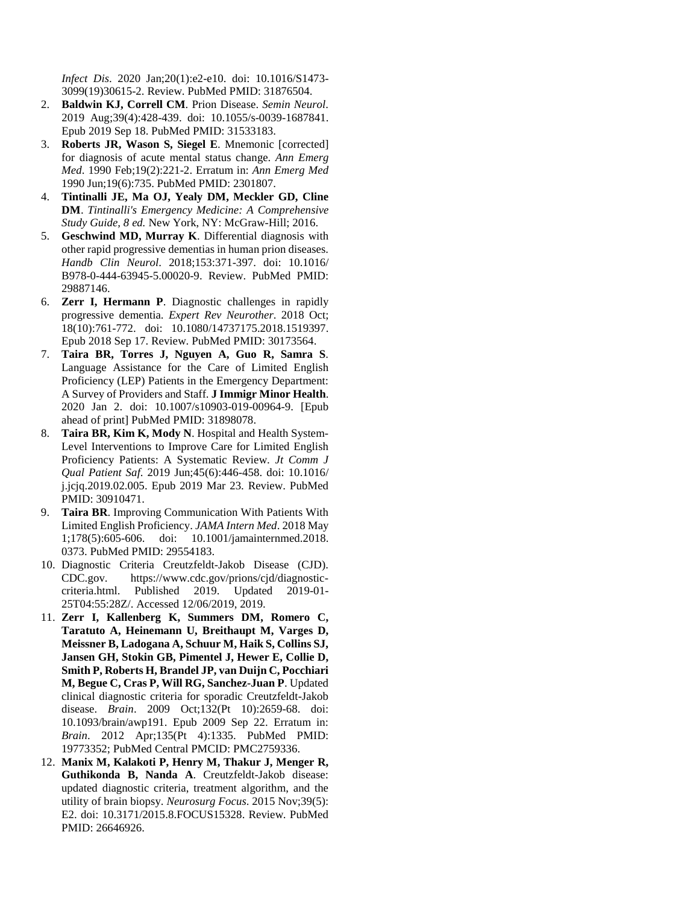*Infect Dis*. 2020 Jan;20(1):e2-e10. doi: 10.1016/S1473-3099(19)30615-2. Review. PubMed PMID: 31876504.

2. **Baldwin KJ, Correll CM**. Prion Disease. *Semin Neurol*. 2019 Aug;39(4):428-439. doi: 10.1055/s-0039-1687841. Epub 2019 Sep 18. PubMed PMID: 31533183.
3. **Roberts JR, Wason S, Siegel E**. Mnemonic [corrected] for diagnosis of acute mental status change. *Ann Emerg Med*. 1990 Feb;19(2):221-2. Erratum in: *Ann Emerg Med* 1990 Jun;19(6):735. PubMed PMID: 2301807.
4. **Tintinalli JE, Ma OJ, Yealy DM, Meckler GD, Cline DM**. *Tintinalli's Emergency Medicine: A Comprehensive Study Guide, 8 ed.* New York, NY: McGraw-Hill; 2016.
5. **Geschwind MD, Murray K**. Differential diagnosis with other rapid progressive dementias in human prion diseases. *Handb Clin Neurol*. 2018;153:371-397. doi: 10.1016/B978-0-444-63945-5.00020-9. Review. PubMed PMID: 29887146.
6. **Zerr I, Hermann P**. Diagnostic challenges in rapidly progressive dementia. *Expert Rev Neurother*. 2018 Oct; 18(10):761-772. doi: 10.1080/14737175.2018.1519397. Epub 2018 Sep 17. Review. PubMed PMID: 30173564.
7. **Taira BR, Torres J, Nguyen A, Guo R, Samra S**. Language Assistance for the Care of Limited English Proficiency (LEP) Patients in the Emergency Department: A Survey of Providers and Staff. **J Immigr Minor Health**. 2020 Jan 2. doi: 10.1007/s10903-019-00964-9. [Epub ahead of print] PubMed PMID: 31898078.
8. **Taira BR, Kim K, Mody N**. Hospital and Health System-Level Interventions to Improve Care for Limited English Proficiency Patients: A Systematic Review. *Jt Comm J Qual Patient Saf*. 2019 Jun;45(6):446-458. doi: 10.1016/j.jcjq.2019.02.005. Epub 2019 Mar 23. Review. PubMed PMID: 30910471.
9. **Taira BR**. Improving Communication With Patients With Limited English Proficiency. *JAMA Intern Med*. 2018 May 1;178(5):605-606. doi: 10.1001/jamainternmed.2018.0373. PubMed PMID: 29554183.
10. Diagnostic Criteria Creutzfeldt-Jakob Disease (CJD). CDC.gov. https://www.cdc.gov/prions/cjd/diagnostic-criteria.html. Published 2019. Updated 2019-01-25T04:55:28Z/. Accessed 12/06/2019, 2019.
11. **Zerr I, Kallenberg K, Summers DM, Romero C, Taratuto A, Heinemann U, Breithaupt M, Varges D, Meissner B, Ladogana A, Schuur M, Haik S, Collins SJ, Jansen GH, Stokin GB, Pimentel J, Hewer E, Collie D, Smith P, Roberts H, Brandel JP, van Duijn C, Pocchiari M, Begue C, Cras P, Will RG, Sanchez-Juan P**. Updated clinical diagnostic criteria for sporadic Creutzfeldt-Jakob disease. *Brain*. 2009 Oct;132(Pt 10):2659-68. doi: 10.1093/brain/awp191. Epub 2009 Sep 22. Erratum in: *Brain*. 2012 Apr;135(Pt 4):1335. PubMed PMID: 19773352; PubMed Central PMCID: PMC2759336.
12. **Manix M, Kalakoti P, Henry M, Thakur J, Menger R, Guthikonda B, Nanda A**. Creutzfeldt-Jakob disease: updated diagnostic criteria, treatment algorithm, and the utility of brain biopsy. *Neurosurg Focus*. 2015 Nov;39(5): E2. doi: 10.3171/2015.8.FOCUS15328. Review. PubMed PMID: 26646926.